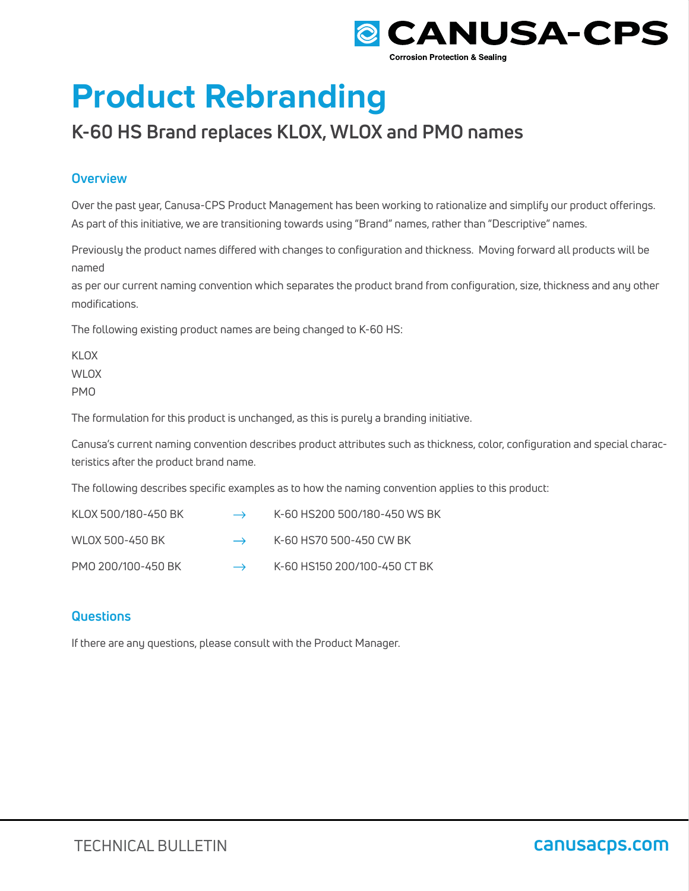# Product Rebranding

## K-60 HS Brand replaces KLOX, WLOX and PMO names

### Overview

Over the past year, Canusa-CPS Product Management has been working to rationalize and simplify our product offerings. As part of this initiative, we are transitioning towards using "Brand" names, rather than "Descriptive" names.

Previously the product names differed with changes to configuration and thickness. Moving forward all products will be named as per our current naming convention which separates the product brand from configuration, size, thickness and any other modifications.

The following existing product names are being changed to K-60 HS:

KLOX
WLOX
PMO

The formulation for this product is unchanged, as this is purely a branding initiative.

Canusa's current naming convention describes product attributes such as thickness, color, configuration and special characteristics after the product brand name.

The following describes specific examples as to how the naming convention applies to this product:

KLOX 500/180-450 BK → K-60 HS200 500/180-450 WS BK

WLOX 500-450 BK → K-60 HS70 500-450 CW BK

PMO 200/100-450 BK → K-60 HS150 200/100-450 CT BK

### Questions

If there are any questions, please consult with the Product Manager.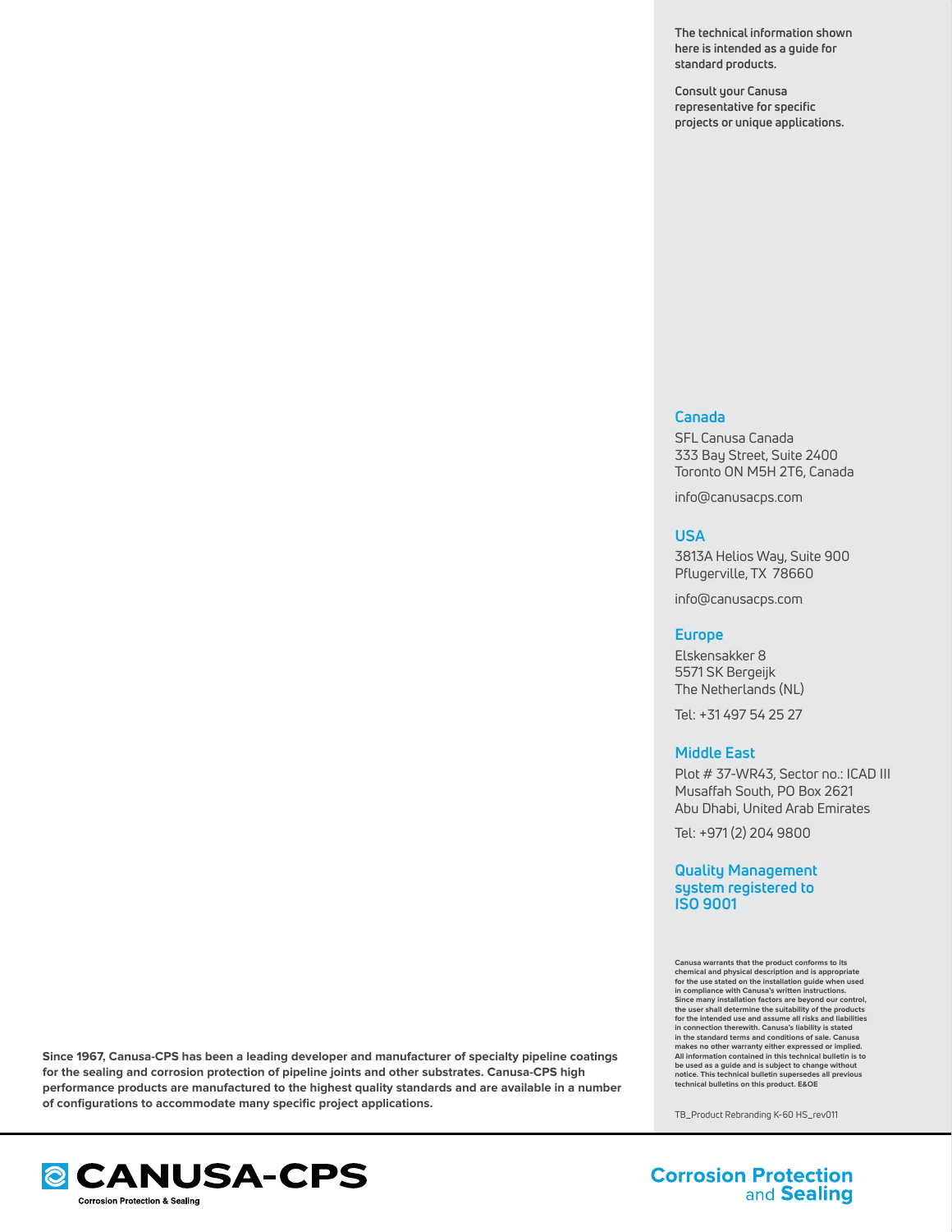The technical information shown here is intended as a guide for standard products.

Consult your Canusa representative for specific projects or unique applications.

## Canada

SFL Canusa Canada
333 Bay Street, Suite 2400
Toronto ON M5H 2T6, Canada

info@canusacps.com

## USA

3813A Helios Way, Suite 900
Pflugerville, TX 78660

info@canusacps.com

## Europe

Elskensakker 8
5571 SK Bergeijk
The Netherlands (NL)

Tel: +31 497 54 25 27

## Middle East

Plot # 37-WR43, Sector no.: ICAD III
Musaffah South, PO Box 2621
Abu Dhabi, United Arab Emirates

Tel: +971 (2) 204 9800

## Quality Management system registered to ISO 9001

Canusa warrants that the product conforms to its chemical and physical description and is appropriate for the use stated on the installation guide when used in compliance with Canusa's written instructions. Since many installation factors are beyond our control, the user shall determine the suitability of the products for the intended use and assume all risks and liabilities in connection therewith. Canusa's liability is stated in the standard terms and conditions of sale. Canusa makes no other warranty either expressed or implied. All information contained in this technical bulletin is to be used as a guide and is subject to change without notice. This technical bulletin supersedes all previous technical bulletins on this product. E&OE

TB_Product Rebranding K-60 HS_rev011

**Since 1967, Canusa-CPS has been a leading developer and manufacturer of specialty pipeline coatings for the sealing and corrosion protection of pipeline joints and other substrates. Canusa-CPS high performance products are manufactured to the highest quality standards and are available in a number of configurations to accommodate many specific project applications.**

**CANUSA-CPS**
Corrosion Protection & Sealing

**Corrosion Protection and Sealing**